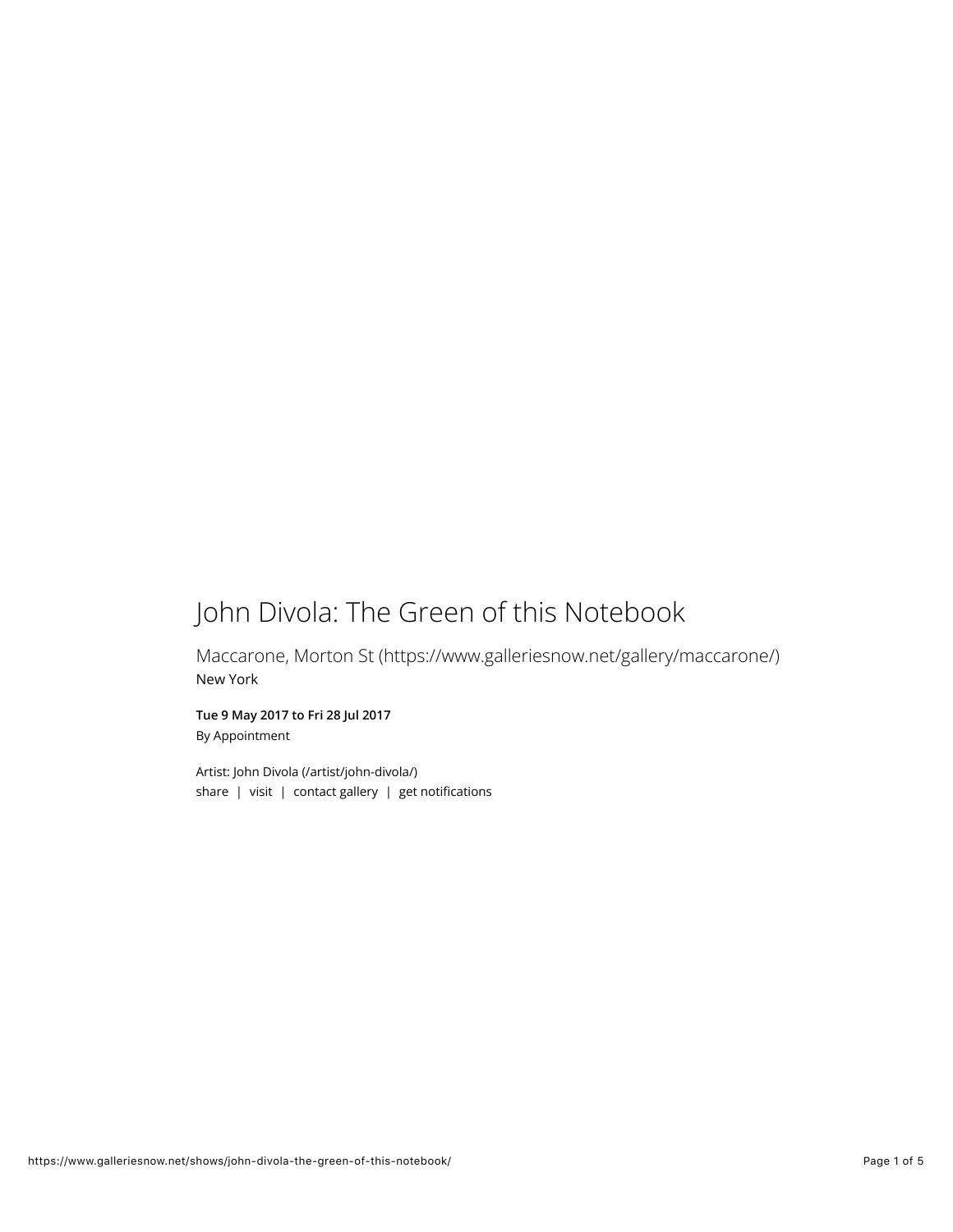# John Divola: The Green of this Notebook

Maccarone, Morton St (https://www.galleriesnow.net/gallery/maccarone/)
New York

**Tue 9 May 2017 to Fri 28 Jul 2017**
By Appointment

Artist: John Divola (/artist/john-divola/)
share | visit | contact gallery | get notifications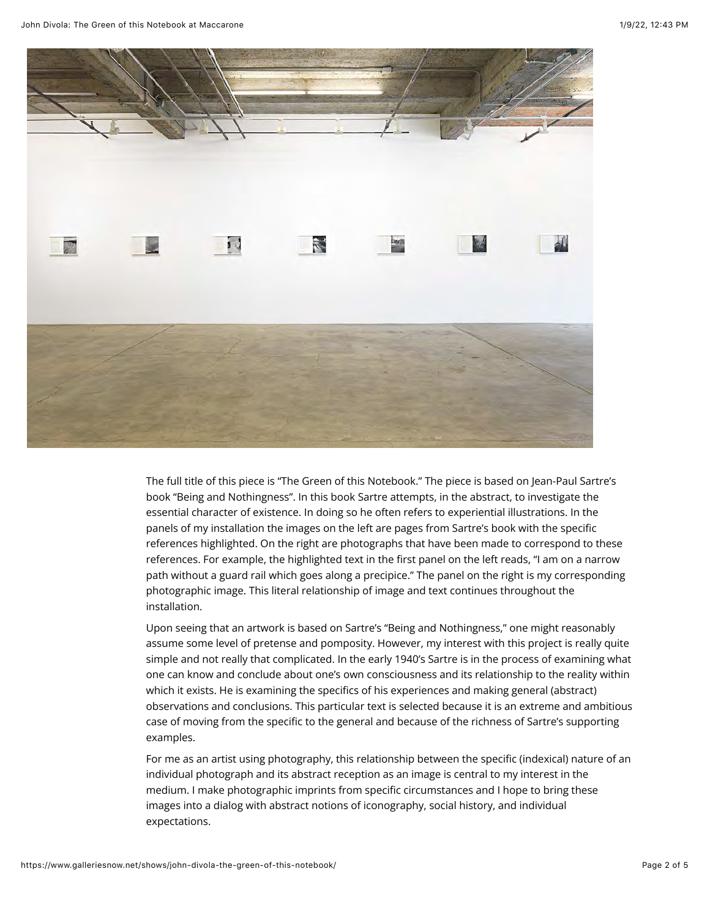The full title of this piece is "The Green of this Notebook." The piece is based on Jean-Paul Sartre's book "Being and Nothingness". In this book Sartre attempts, in the abstract, to investigate the essential character of existence. In doing so he often refers to experiential illustrations. In the panels of my installation the images on the left are pages from Sartre's book with the specific references highlighted. On the right are photographs that have been made to correspond to these references. For example, the highlighted text in the first panel on the left reads, "I am on a narrow path without a guard rail which goes along a precipice." The panel on the right is my corresponding photographic image. This literal relationship of image and text continues throughout the installation.

Upon seeing that an artwork is based on Sartre's "Being and Nothingness," one might reasonably assume some level of pretense and pomposity. However, my interest with this project is really quite simple and not really that complicated. In the early 1940's Sartre is in the process of examining what one can know and conclude about one's own consciousness and its relationship to the reality within which it exists. He is examining the specifics of his experiences and making general (abstract) observations and conclusions. This particular text is selected because it is an extreme and ambitious case of moving from the specific to the general and because of the richness of Sartre's supporting examples.

For me as an artist using photography, this relationship between the specific (indexical) nature of an individual photograph and its abstract reception as an image is central to my interest in the medium. I make photographic imprints from specific circumstances and I hope to bring these images into a dialog with abstract notions of iconography, social history, and individual expectations.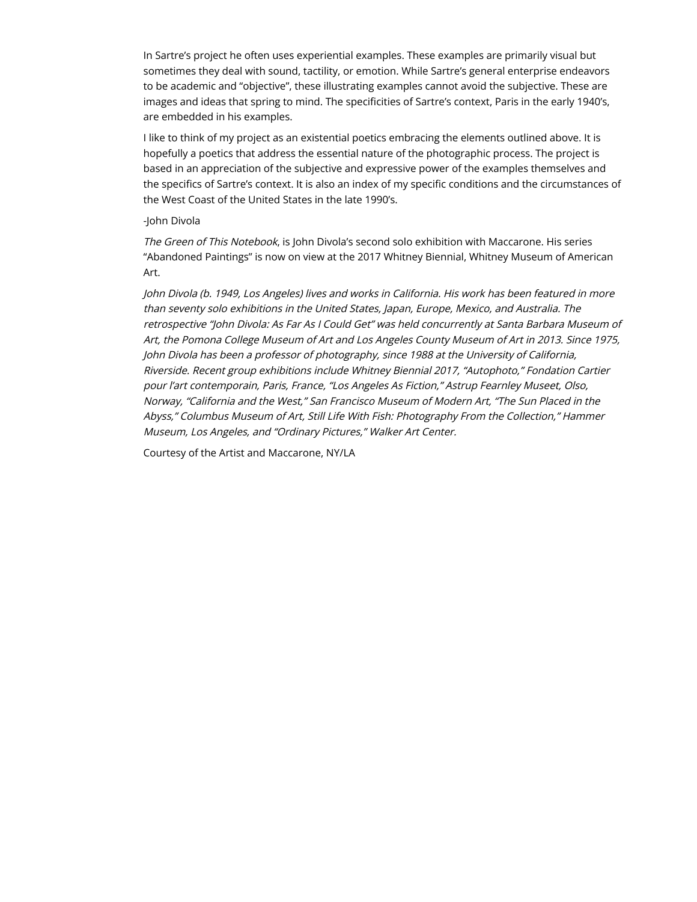In Sartre's project he often uses experiential examples. These examples are primarily visual but sometimes they deal with sound, tactility, or emotion. While Sartre's general enterprise endeavors to be academic and "objective", these illustrating examples cannot avoid the subjective. These are images and ideas that spring to mind. The specificities of Sartre's context, Paris in the early 1940's, are embedded in his examples.

I like to think of my project as an existential poetics embracing the elements outlined above. It is hopefully a poetics that address the essential nature of the photographic process. The project is based in an appreciation of the subjective and expressive power of the examples themselves and the specifics of Sartre's context. It is also an index of my specific conditions and the circumstances of the West Coast of the United States in the late 1990's.

-John Divola

*The Green of This Notebook*, is John Divola's second solo exhibition with Maccarone. His series "Abandoned Paintings" is now on view at the 2017 Whitney Biennial, Whitney Museum of American Art.

*John Divola (b. 1949, Los Angeles) lives and works in California. His work has been featured in more than seventy solo exhibitions in the United States, Japan, Europe, Mexico, and Australia. The retrospective "John Divola: As Far As I Could Get" was held concurrently at Santa Barbara Museum of Art, the Pomona College Museum of Art and Los Angeles County Museum of Art in 2013. Since 1975, John Divola has been a professor of photography, since 1988 at the University of California, Riverside. Recent group exhibitions include Whitney Biennial 2017, "Autophoto," Fondation Cartier pour l'art contemporain, Paris, France, "Los Angeles As Fiction," Astrup Fearnley Museet, Olso, Norway, "California and the West," San Francisco Museum of Modern Art, "The Sun Placed in the Abyss," Columbus Museum of Art, Still Life With Fish: Photography From the Collection," Hammer Museum, Los Angeles, and "Ordinary Pictures," Walker Art Center.*

Courtesy of the Artist and Maccarone, NY/LA